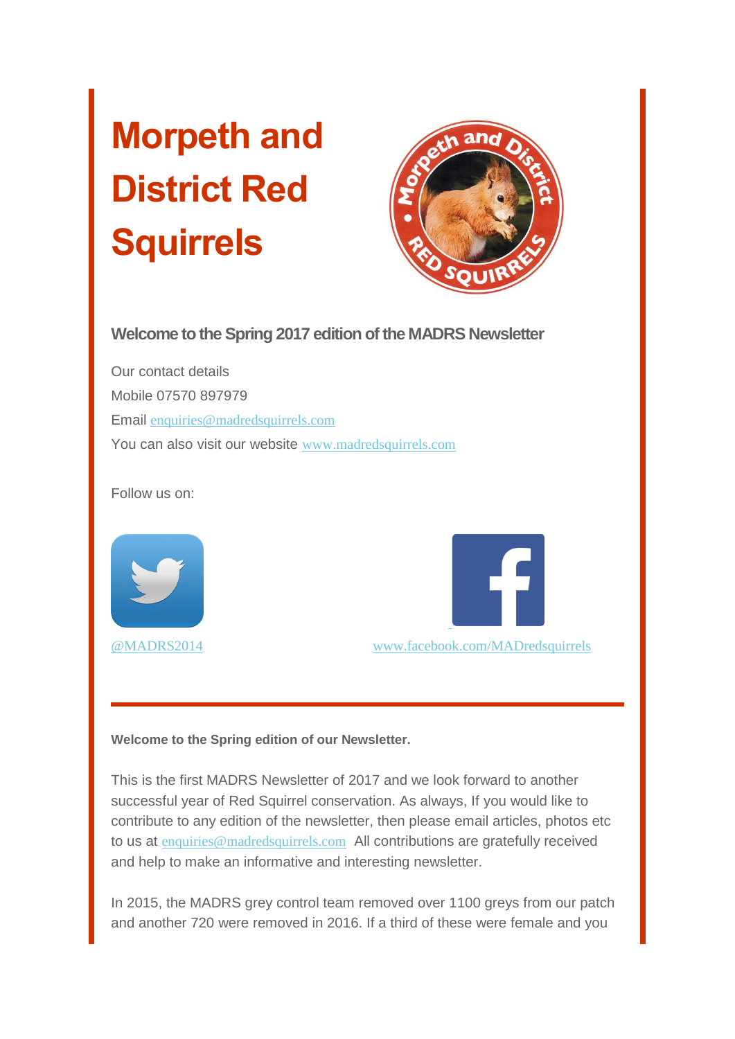# Morpeth and District Red Squirrels

### Welcome to the Spring 2017 edition of the MADRS Newsletter

Our contact details

Mobile 07570 897979

Email enquiries@madredsquirrels.com

You can also visit our website www.madredsquirrels.com

Follow us on:

@MADRS2014

www.facebook.com/MADredsquirrels

---

**Welcome to the Spring edition of our Newsletter.**

This is the first MADRS Newsletter of 2017 and we look forward to another successful year of Red Squirrel conservation. As always, If you would like to contribute to any edition of the newsletter, then please email articles, photos etc to us at enquiries@madredsquirrels.com All contributions are gratefully received and help to make an informative and interesting newsletter.

In 2015, the MADRS grey control team removed over 1100 greys from our patch and another 720 were removed in 2016. If a third of these were female and you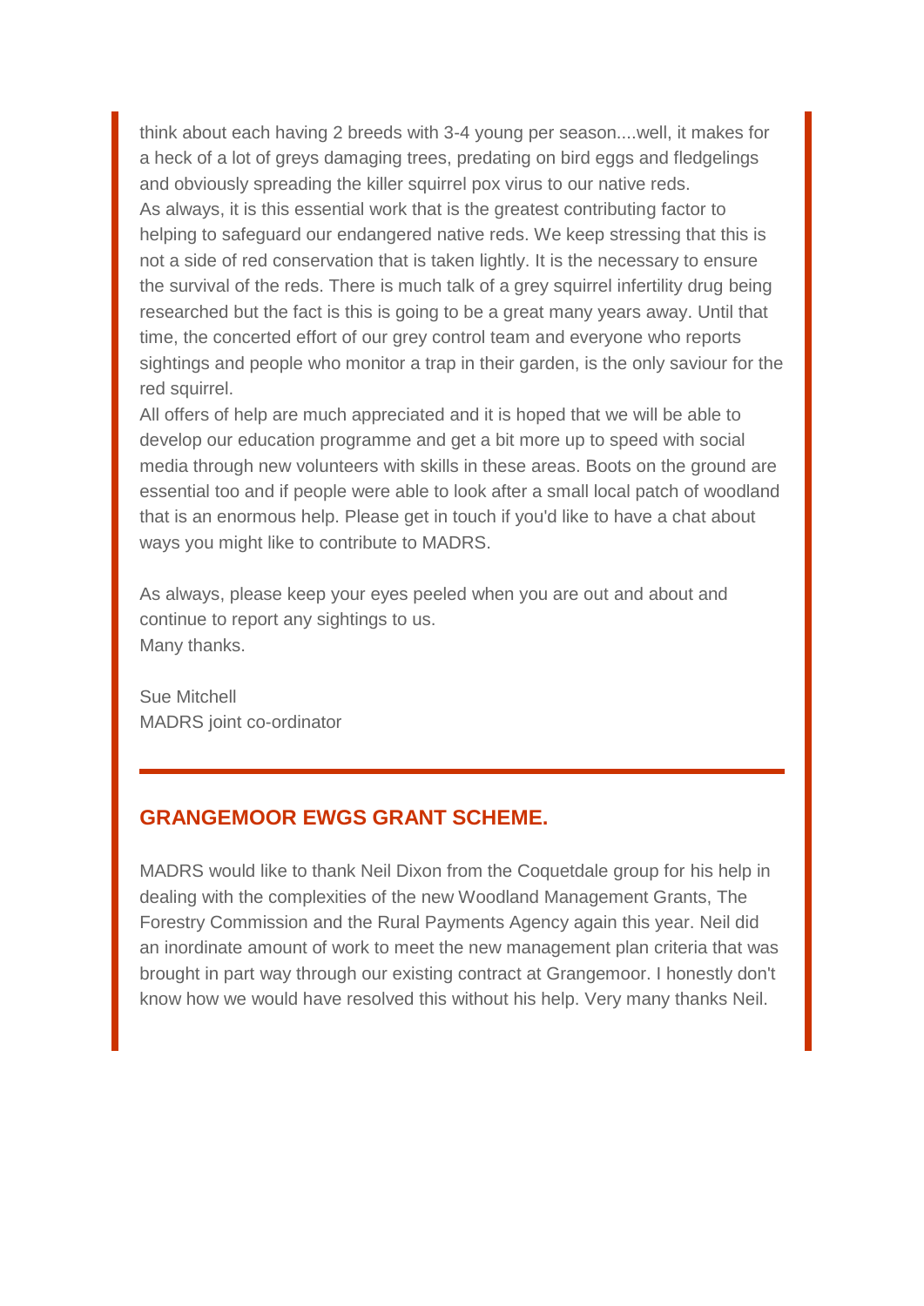think about each having 2 breeds with 3-4 young per season....well, it makes for a heck of a lot of greys damaging trees, predating on bird eggs and fledgelings and obviously spreading the killer squirrel pox virus to our native reds.
As always, it is this essential work that is the greatest contributing factor to helping to safeguard our endangered native reds. We keep stressing that this is not a side of red conservation that is taken lightly. It is the necessary to ensure the survival of the reds. There is much talk of a grey squirrel infertility drug being researched but the fact is this is going to be a great many years away. Until that time, the concerted effort of our grey control team and everyone who reports sightings and people who monitor a trap in their garden, is the only saviour for the red squirrel.
All offers of help are much appreciated and it is hoped that we will be able to develop our education programme and get a bit more up to speed with social media through new volunteers with skills in these areas. Boots on the ground are essential too and if people were able to look after a small local patch of woodland that is an enormous help. Please get in touch if you'd like to have a chat about ways you might like to contribute to MADRS.

As always, please keep your eyes peeled when you are out and about and continue to report any sightings to us.
Many thanks.

Sue Mitchell
MADRS joint co-ordinator

---

## GRANGEMOOR EWGS GRANT SCHEME.

MADRS would like to thank Neil Dixon from the Coquetdale group for his help in dealing with the complexities of the new Woodland Management Grants, The Forestry Commission and the Rural Payments Agency again this year. Neil did an inordinate amount of work to meet the new management plan criteria that was brought in part way through our existing contract at Grangemoor. I honestly don't know how we would have resolved this without his help. Very many thanks Neil.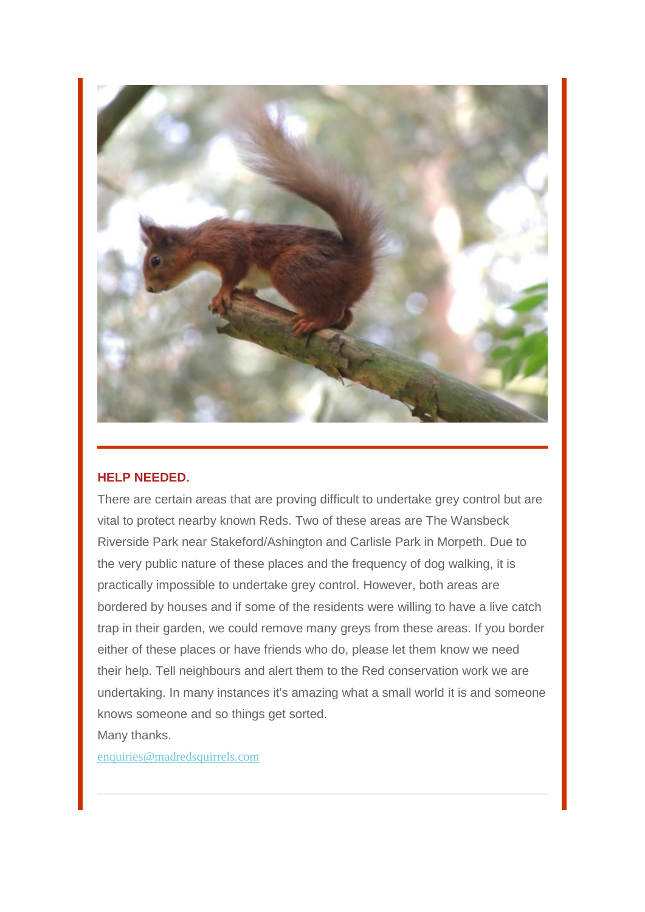**HELP NEEDED.**

There are certain areas that are proving difficult to undertake grey control but are vital to protect nearby known Reds. Two of these areas are The Wansbeck Riverside Park near Stakeford/Ashington and Carlisle Park in Morpeth. Due to the very public nature of these places and the frequency of dog walking, it is practically impossible to undertake grey control. However, both areas are bordered by houses and if some of the residents were willing to have a live catch trap in their garden, we could remove many greys from these areas. If you border either of these places or have friends who do, please let them know we need their help. Tell neighbours and alert them to the Red conservation work we are undertaking. In many instances it's amazing what a small world it is and someone knows someone and so things get sorted.

Many thanks.

enquiries@madredsquirrels.com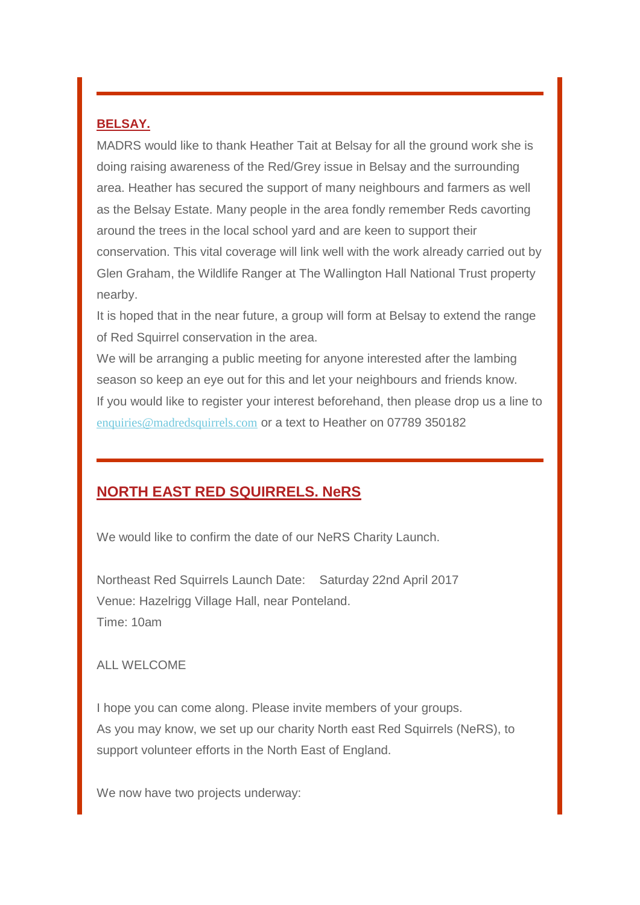## BELSAY.

MADRS would like to thank Heather Tait at Belsay for all the ground work she is doing raising awareness of the Red/Grey issue in Belsay and the surrounding area. Heather has secured the support of many neighbours and farmers as well as the Belsay Estate. Many people in the area fondly remember Reds cavorting around the trees in the local school yard and are keen to support their conservation. This vital coverage will link well with the work already carried out by Glen Graham, the Wildlife Ranger at The Wallington Hall National Trust property nearby.

It is hoped that in the near future, a group will form at Belsay to extend the range of Red Squirrel conservation in the area.

We will be arranging a public meeting for anyone interested after the lambing season so keep an eye out for this and let your neighbours and friends know.

If you would like to register your interest beforehand, then please drop us a line to enquiries@madredsquirrels.com or a text to Heather on 07789 350182

---

## NORTH EAST RED SQUIRRELS. NeRS

We would like to confirm the date of our NeRS Charity Launch.

Northeast Red Squirrels Launch Date: Saturday 22nd April 2017
Venue: Hazelrigg Village Hall, near Ponteland.
Time: 10am

ALL WELCOME

I hope you can come along. Please invite members of your groups.
As you may know, we set up our charity North east Red Squirrels (NeRS), to support volunteer efforts in the North East of England.

We now have two projects underway: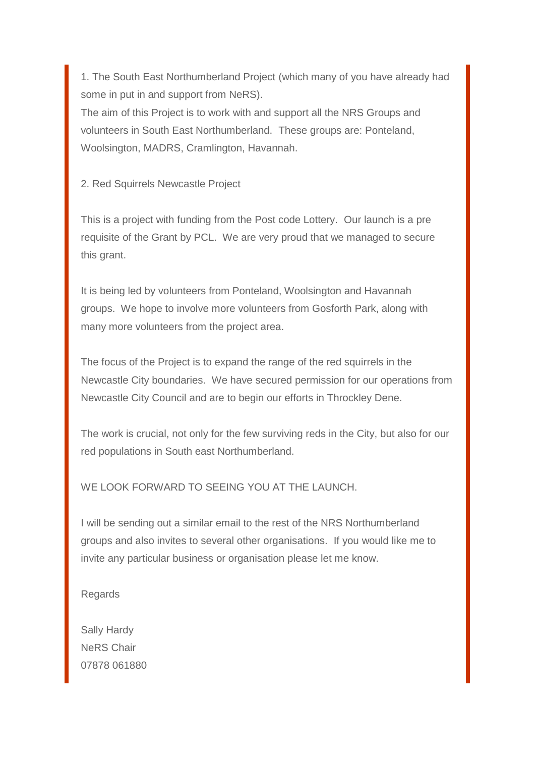1. The South East Northumberland Project (which many of you have already had some in put in and support from NeRS).
The aim of this Project is to work with and support all the NRS Groups and volunteers in South East Northumberland. These groups are: Ponteland, Woolsington, MADRS, Cramlington, Havannah.

2. Red Squirrels Newcastle Project

This is a project with funding from the Post code Lottery. Our launch is a pre requisite of the Grant by PCL. We are very proud that we managed to secure this grant.

It is being led by volunteers from Ponteland, Woolsington and Havannah groups. We hope to involve more volunteers from Gosforth Park, along with many more volunteers from the project area.

The focus of the Project is to expand the range of the red squirrels in the Newcastle City boundaries. We have secured permission for our operations from Newcastle City Council and are to begin our efforts in Throckley Dene.

The work is crucial, not only for the few surviving reds in the City, but also for our red populations in South east Northumberland.

WE LOOK FORWARD TO SEEING YOU AT THE LAUNCH.

I will be sending out a similar email to the rest of the NRS Northumberland groups and also invites to several other organisations. If you would like me to invite any particular business or organisation please let me know.

Regards

Sally Hardy
NeRS Chair
07878 061880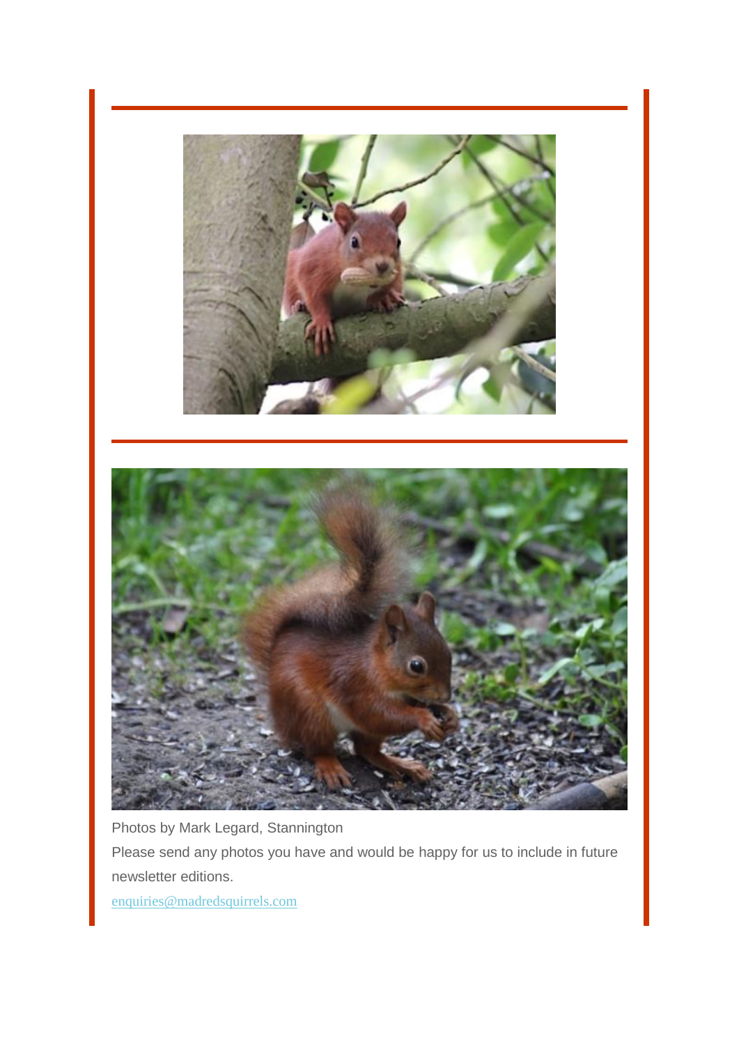Photos by Mark Legard, Stannington

Please send any photos you have and would be happy for us to include in future newsletter editions.

enquiries@madredsquirrels.com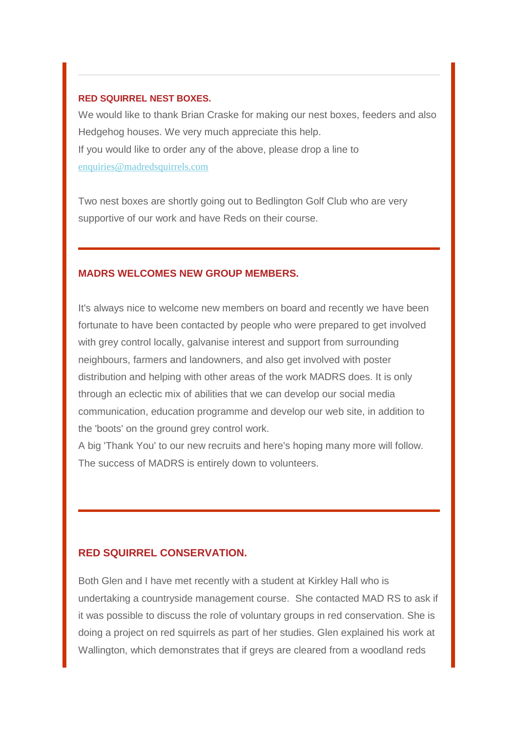---

### RED SQUIRREL NEST BOXES.

We would like to thank Brian Craske for making our nest boxes, feeders and also Hedgehog houses. We very much appreciate this help.
If you would like to order any of the above, please drop a line to enquiries@madredsquirrels.com

Two nest boxes are shortly going out to Bedlington Golf Club who are very supportive of our work and have Reds on their course.

---

### MADRS WELCOMES NEW GROUP MEMBERS.

It's always nice to welcome new members on board and recently we have been fortunate to have been contacted by people who were prepared to get involved with grey control locally, galvanise interest and support from surrounding neighbours, farmers and landowners, and also get involved with poster distribution and helping with other areas of the work MADRS does. It is only through an eclectic mix of abilities that we can develop our social media communication, education programme and develop our web site, in addition to the 'boots' on the ground grey control work.
A big 'Thank You' to our new recruits and here's hoping many more will follow. The success of MADRS is entirely down to volunteers.

---

### RED SQUIRREL CONSERVATION.

Both Glen and I have met recently with a student at Kirkley Hall who is undertaking a countryside management course. She contacted MAD RS to ask if it was possible to discuss the role of voluntary groups in red conservation. She is doing a project on red squirrels as part of her studies. Glen explained his work at Wallington, which demonstrates that if greys are cleared from a woodland reds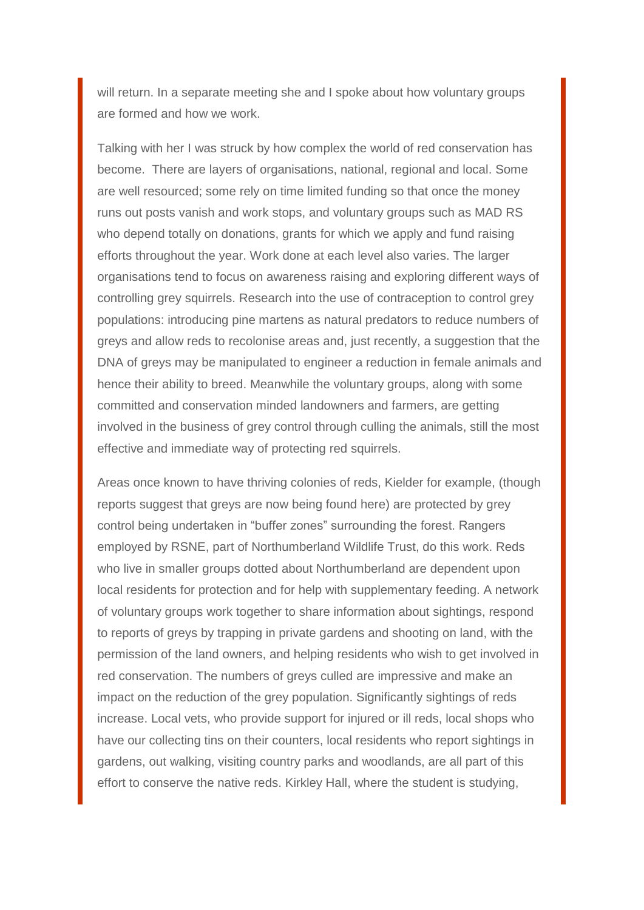will return. In a separate meeting she and I spoke about how voluntary groups are formed and how we work.

Talking with her I was struck by how complex the world of red conservation has become.  There are layers of organisations, national, regional and local. Some are well resourced; some rely on time limited funding so that once the money runs out posts vanish and work stops, and voluntary groups such as MAD RS who depend totally on donations, grants for which we apply and fund raising efforts throughout the year. Work done at each level also varies. The larger organisations tend to focus on awareness raising and exploring different ways of controlling grey squirrels. Research into the use of contraception to control grey populations: introducing pine martens as natural predators to reduce numbers of greys and allow reds to recolonise areas and, just recently, a suggestion that the DNA of greys may be manipulated to engineer a reduction in female animals and hence their ability to breed. Meanwhile the voluntary groups, along with some committed and conservation minded landowners and farmers, are getting involved in the business of grey control through culling the animals, still the most effective and immediate way of protecting red squirrels.

Areas once known to have thriving colonies of reds, Kielder for example, (though reports suggest that greys are now being found here) are protected by grey control being undertaken in "buffer zones" surrounding the forest. Rangers employed by RSNE, part of Northumberland Wildlife Trust, do this work. Reds who live in smaller groups dotted about Northumberland are dependent upon local residents for protection and for help with supplementary feeding. A network of voluntary groups work together to share information about sightings, respond to reports of greys by trapping in private gardens and shooting on land, with the permission of the land owners, and helping residents who wish to get involved in red conservation. The numbers of greys culled are impressive and make an impact on the reduction of the grey population. Significantly sightings of reds increase. Local vets, who provide support for injured or ill reds, local shops who have our collecting tins on their counters, local residents who report sightings in gardens, out walking, visiting country parks and woodlands, are all part of this effort to conserve the native reds. Kirkley Hall, where the student is studying,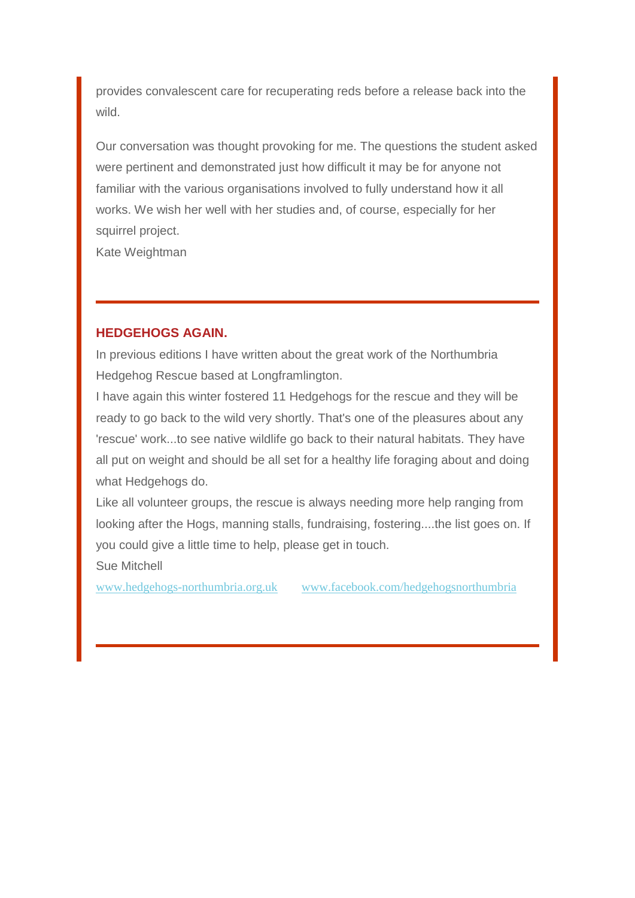provides convalescent care for recuperating reds before a release back into the wild.

Our conversation was thought provoking for me. The questions the student asked were pertinent and demonstrated just how difficult it may be for anyone not familiar with the various organisations involved to fully understand how it all works. We wish her well with her studies and, of course, especially for her squirrel project.
Kate Weightman

---

## HEDGEHOGS AGAIN.

In previous editions I have written about the great work of the Northumbria Hedgehog Rescue based at Longframlington.
I have again this winter fostered 11 Hedgehogs for the rescue and they will be ready to go back to the wild very shortly. That's one of the pleasures about any 'rescue' work...to see native wildlife go back to their natural habitats. They have all put on weight and should be all set for a healthy life foraging about and doing what Hedgehogs do.
Like all volunteer groups, the rescue is always needing more help ranging from looking after the Hogs, manning stalls, fundraising, fostering....the list goes on. If you could give a little time to help, please get in touch.
Sue Mitchell

www.hedgehogs-northumbria.org.uk www.facebook.com/hedgehogsnorthumbria

---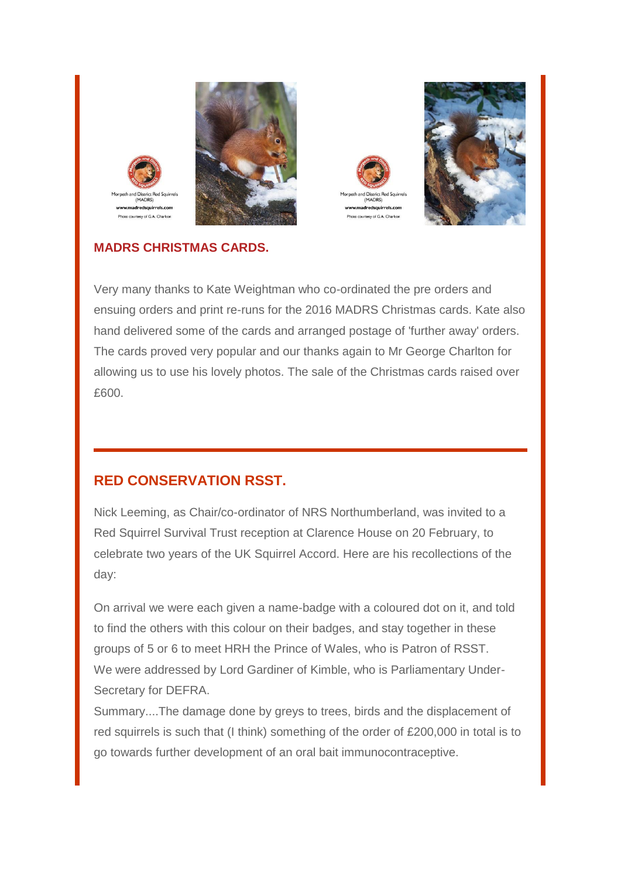Morpeth and District Red Squirrels (MADRS)
www.madredsquirrels.com
Photo courtesy of G.A. Charlton

Morpeth and District Red Squirrels (MADRS)
www.madredsquirrels.com
Photo courtesy of G.A. Charlton

### MADRS CHRISTMAS CARDS.

Very many thanks to Kate Weightman who co-ordinated the pre orders and ensuing orders and print re-runs for the 2016 MADRS Christmas cards. Kate also hand delivered some of the cards and arranged postage of 'further away' orders. The cards proved very popular and our thanks again to Mr George Charlton for allowing us to use his lovely photos. The sale of the Christmas cards raised over £600.

---

## RED CONSERVATION RSST.

Nick Leeming, as Chair/co-ordinator of NRS Northumberland, was invited to a Red Squirrel Survival Trust reception at Clarence House on 20 February, to celebrate two years of the UK Squirrel Accord. Here are his recollections of the day:

On arrival we were each given a name-badge with a coloured dot on it, and told to find the others with this colour on their badges, and stay together in these groups of 5 or 6 to meet HRH the Prince of Wales, who is Patron of RSST.
We were addressed by Lord Gardiner of Kimble, who is Parliamentary Under-Secretary for DEFRA.
Summary....The damage done by greys to trees, birds and the displacement of red squirrels is such that (I think) something of the order of £200,000 in total is to go towards further development of an oral bait immunocontraceptive.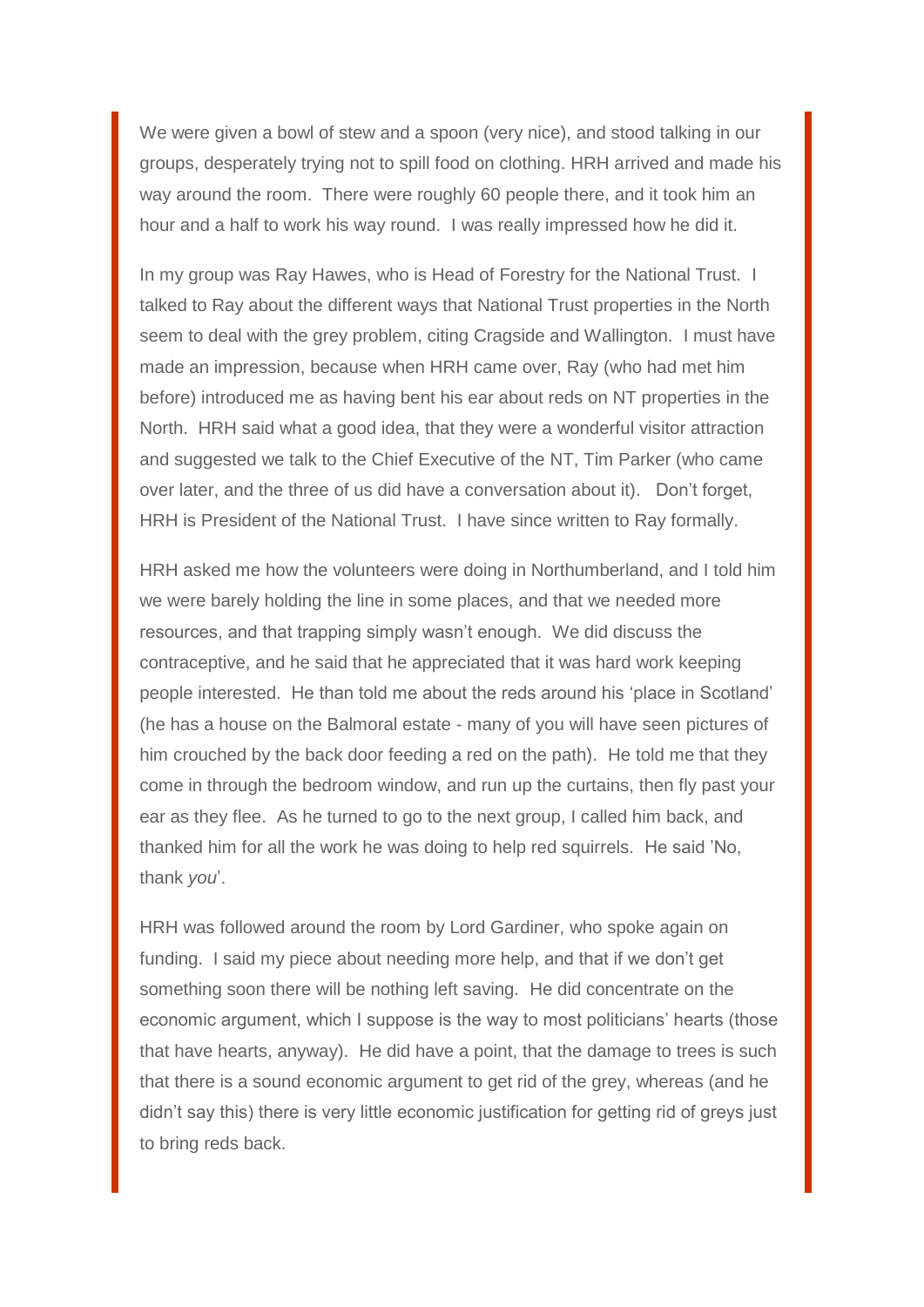We were given a bowl of stew and a spoon (very nice), and stood talking in our groups, desperately trying not to spill food on clothing. HRH arrived and made his way around the room. There were roughly 60 people there, and it took him an hour and a half to work his way round. I was really impressed how he did it.

In my group was Ray Hawes, who is Head of Forestry for the National Trust. I talked to Ray about the different ways that National Trust properties in the North seem to deal with the grey problem, citing Cragside and Wallington. I must have made an impression, because when HRH came over, Ray (who had met him before) introduced me as having bent his ear about reds on NT properties in the North. HRH said what a good idea, that they were a wonderful visitor attraction and suggested we talk to the Chief Executive of the NT, Tim Parker (who came over later, and the three of us did have a conversation about it). Don't forget, HRH is President of the National Trust. I have since written to Ray formally.

HRH asked me how the volunteers were doing in Northumberland, and I told him we were barely holding the line in some places, and that we needed more resources, and that trapping simply wasn't enough. We did discuss the contraceptive, and he said that he appreciated that it was hard work keeping people interested. He than told me about the reds around his 'place in Scotland' (he has a house on the Balmoral estate - many of you will have seen pictures of him crouched by the back door feeding a red on the path). He told me that they come in through the bedroom window, and run up the curtains, then fly past your ear as they flee. As he turned to go to the next group, I called him back, and thanked him for all the work he was doing to help red squirrels. He said 'No, thank *you*'.

HRH was followed around the room by Lord Gardiner, who spoke again on funding. I said my piece about needing more help, and that if we don't get something soon there will be nothing left saving. He did concentrate on the economic argument, which I suppose is the way to most politicians' hearts (those that have hearts, anyway). He did have a point, that the damage to trees is such that there is a sound economic argument to get rid of the grey, whereas (and he didn't say this) there is very little economic justification for getting rid of greys just to bring reds back.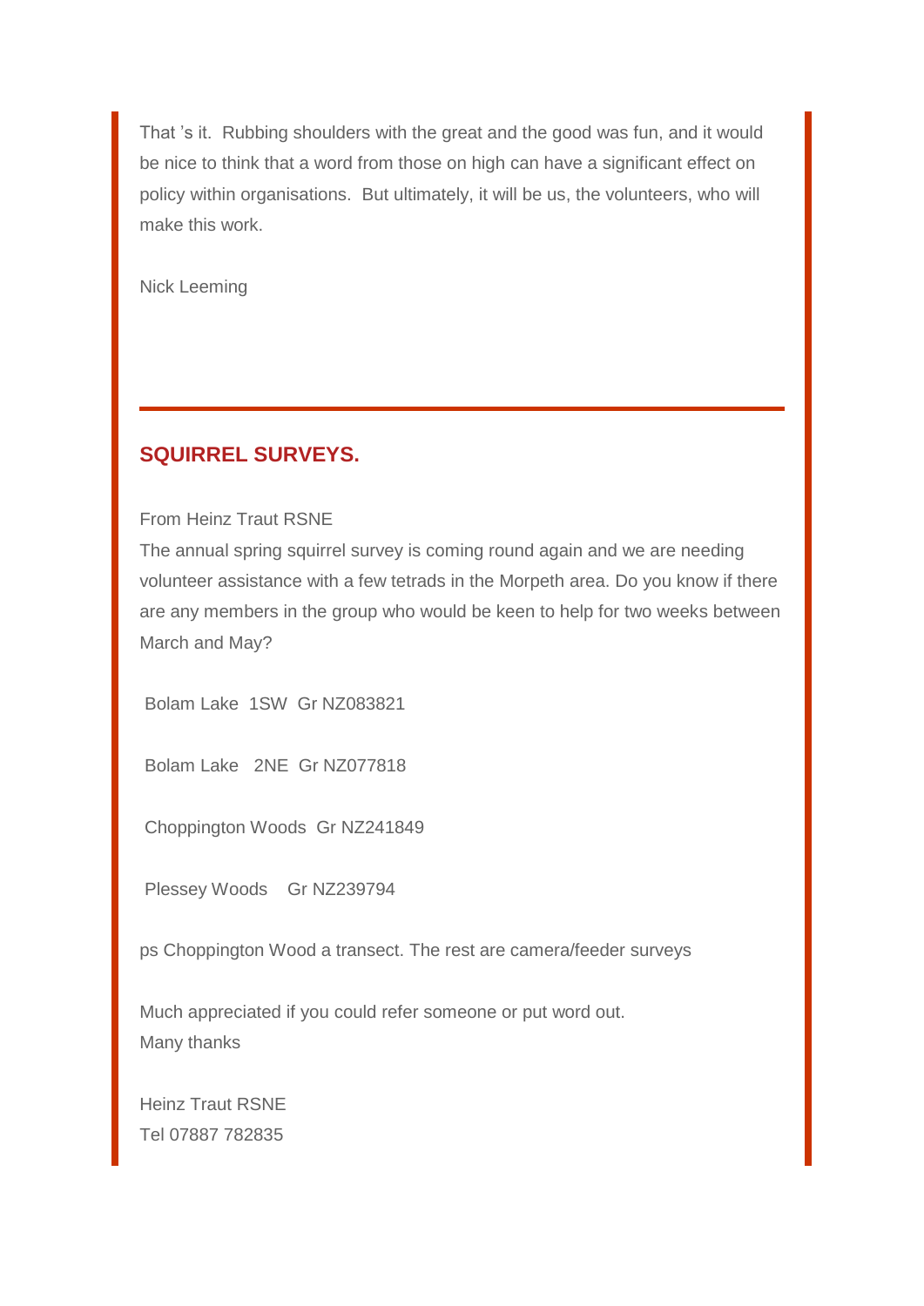That 's it.  Rubbing shoulders with the great and the good was fun, and it would be nice to think that a word from those on high can have a significant effect on policy within organisations.  But ultimately, it will be us, the volunteers, who will make this work.

Nick Leeming

---

## SQUIRREL SURVEYS.

From Heinz Traut RSNE
The annual spring squirrel survey is coming round again and we are needing volunteer assistance with a few tetrads in the Morpeth area. Do you know if there are any members in the group who would be keen to help for two weeks between March and May?

Bolam Lake  1SW  Gr NZ083821

Bolam Lake   2NE  Gr NZ077818

Choppington Woods  Gr NZ241849

Plessey Woods    Gr NZ239794

ps Choppington Wood a transect. The rest are camera/feeder surveys

Much appreciated if you could refer someone or put word out.
Many thanks

Heinz Traut RSNE
Tel 07887 782835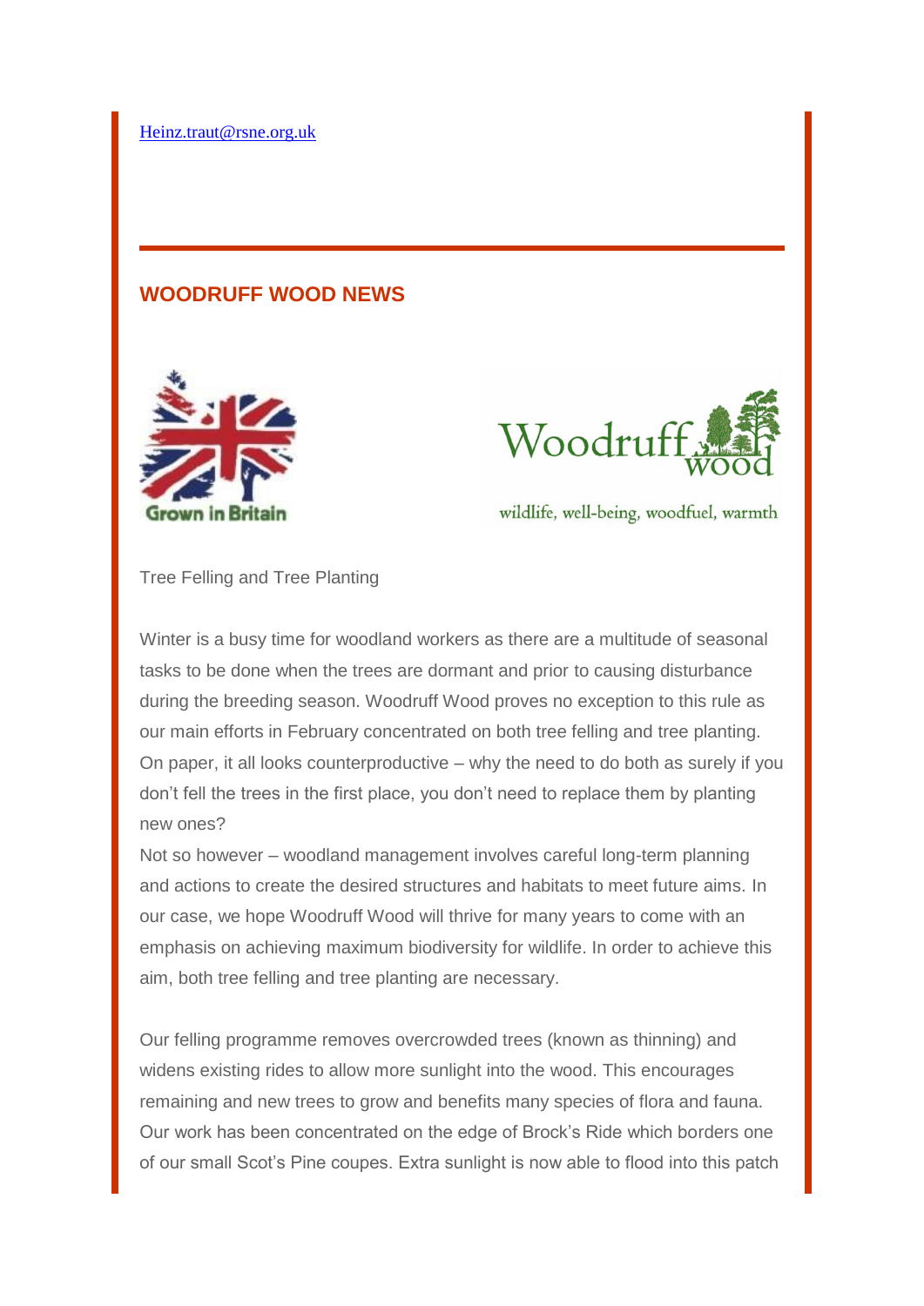Heinz.traut@rsne.org.uk

## WOODRUFF WOOD NEWS

Tree Felling and Tree Planting

Winter is a busy time for woodland workers as there are a multitude of seasonal tasks to be done when the trees are dormant and prior to causing disturbance during the breeding season. Woodruff Wood proves no exception to this rule as our main efforts in February concentrated on both tree felling and tree planting. On paper, it all looks counterproductive – why the need to do both as surely if you don't fell the trees in the first place, you don't need to replace them by planting new ones?
Not so however – woodland management involves careful long-term planning and actions to create the desired structures and habitats to meet future aims. In our case, we hope Woodruff Wood will thrive for many years to come with an emphasis on achieving maximum biodiversity for wildlife. In order to achieve this aim, both tree felling and tree planting are necessary.

Our felling programme removes overcrowded trees (known as thinning) and widens existing rides to allow more sunlight into the wood. This encourages remaining and new trees to grow and benefits many species of flora and fauna. Our work has been concentrated on the edge of Brock's Ride which borders one of our small Scot's Pine coupes. Extra sunlight is now able to flood into this patch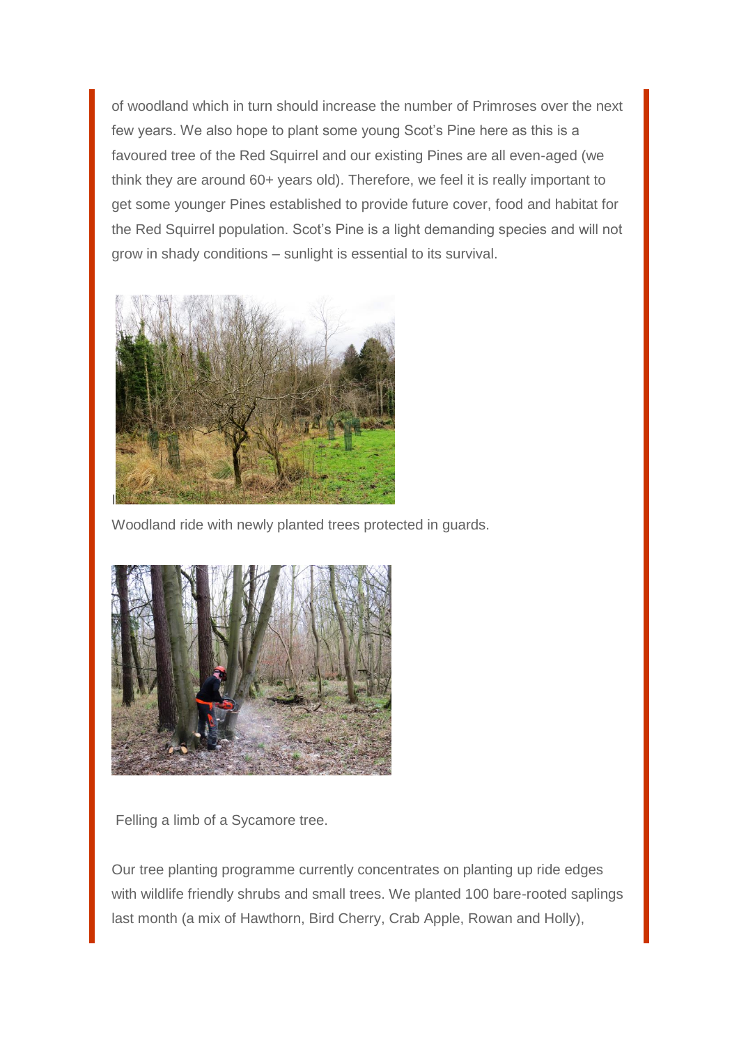of woodland which in turn should increase the number of Primroses over the next few years. We also hope to plant some young Scot's Pine here as this is a favoured tree of the Red Squirrel and our existing Pines are all even-aged (we think they are around 60+ years old). Therefore, we feel it is really important to get some younger Pines established to provide future cover, food and habitat for the Red Squirrel population. Scot's Pine is a light demanding species and will not grow in shady conditions – sunlight is essential to its survival.

Woodland ride with newly planted trees protected in guards.

Felling a limb of a Sycamore tree.

Our tree planting programme currently concentrates on planting up ride edges with wildlife friendly shrubs and small trees. We planted 100 bare-rooted saplings last month (a mix of Hawthorn, Bird Cherry, Crab Apple, Rowan and Holly),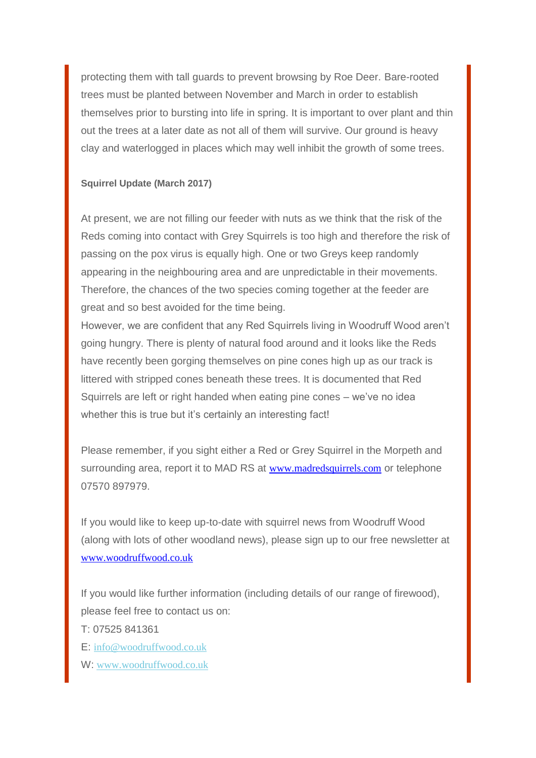protecting them with tall guards to prevent browsing by Roe Deer. Bare-rooted trees must be planted between November and March in order to establish themselves prior to bursting into life in spring. It is important to over plant and thin out the trees at a later date as not all of them will survive. Our ground is heavy clay and waterlogged in places which may well inhibit the growth of some trees.

**Squirrel Update (March 2017)**

At present, we are not filling our feeder with nuts as we think that the risk of the Reds coming into contact with Grey Squirrels is too high and therefore the risk of passing on the pox virus is equally high. One or two Greys keep randomly appearing in the neighbouring area and are unpredictable in their movements. Therefore, the chances of the two species coming together at the feeder are great and so best avoided for the time being.
However, we are confident that any Red Squirrels living in Woodruff Wood aren't going hungry. There is plenty of natural food around and it looks like the Reds have recently been gorging themselves on pine cones high up as our track is littered with stripped cones beneath these trees. It is documented that Red Squirrels are left or right handed when eating pine cones – we've no idea whether this is true but it's certainly an interesting fact!

Please remember, if you sight either a Red or Grey Squirrel in the Morpeth and surrounding area, report it to MAD RS at www.madredsquirrels.com or telephone 07570 897979.

If you would like to keep up-to-date with squirrel news from Woodruff Wood (along with lots of other woodland news), please sign up to our free newsletter at www.woodruffwood.co.uk

If you would like further information (including details of our range of firewood), please feel free to contact us on:
T: 07525 841361
E: info@woodruffwood.co.uk
W: www.woodruffwood.co.uk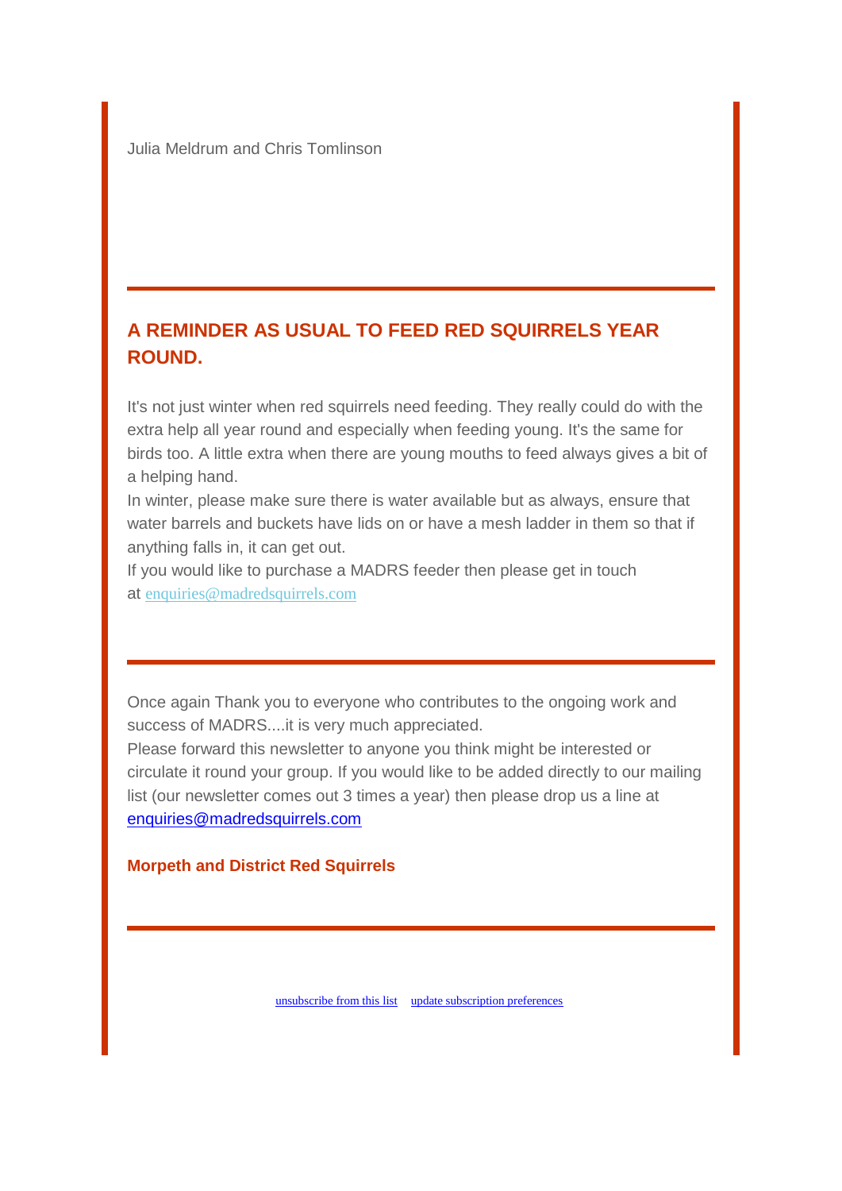Julia Meldrum and Chris Tomlinson

---

## A REMINDER AS USUAL TO FEED RED SQUIRRELS YEAR ROUND.

It's not just winter when red squirrels need feeding. They really could do with the extra help all year round and especially when feeding young. It's the same for birds too. A little extra when there are young mouths to feed always gives a bit of a helping hand.
In winter, please make sure there is water available but as always, ensure that water barrels and buckets have lids on or have a mesh ladder in them so that if anything falls in, it can get out.
If you would like to purchase a MADRS feeder then please get in touch at enquiries@madredsquirrels.com

---

Once again Thank you to everyone who contributes to the ongoing work and success of MADRS....it is very much appreciated.
Please forward this newsletter to anyone you think might be interested or circulate it round your group. If you would like to be added directly to our mailing list (our newsletter comes out 3 times a year) then please drop us a line at enquiries@madredsquirrels.com

**Morpeth and District Red Squirrels**

---

unsubscribe from this list    update subscription preferences